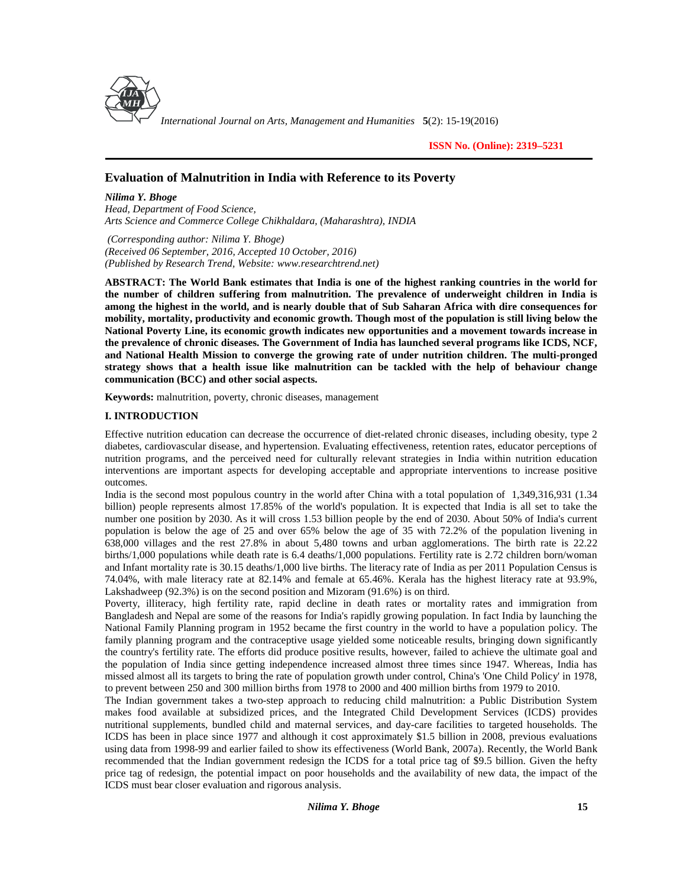# Evaluation of Malnutrition in India with Reference to its Poverty

***Nilima Y. Bhoge***

*Head, Department of Food Science,*
*Arts Science and Commerce College Chikhaldara, (Maharashtra), INDIA*

*(Corresponding author: Nilima Y. Bhoge)*
*(Received 06 September, 2016, Accepted 10 October, 2016)*
*(Published by Research Trend, Website: www.researchtrend.net)*

**ABSTRACT: The World Bank estimates that India is one of the highest ranking countries in the world for the number of children suffering from malnutrition. The prevalence of underweight children in India is among the highest in the world, and is nearly double that of Sub Saharan Africa with dire consequences for mobility, mortality, productivity and economic growth. Though most of the population is still living below the National Poverty Line, its economic growth indicates new opportunities and a movement towards increase in the prevalence of chronic diseases. The Government of India has launched several programs like ICDS, NCF, and National Health Mission to converge the growing rate of under nutrition children. The multi-pronged strategy shows that a health issue like malnutrition can be tackled with the help of behaviour change communication (BCC) and other social aspects.**

**Keywords:** malnutrition, poverty, chronic diseases, management

## I. INTRODUCTION

Effective nutrition education can decrease the occurrence of diet-related chronic diseases, including obesity, type 2 diabetes, cardiovascular disease, and hypertension. Evaluating effectiveness, retention rates, educator perceptions of nutrition programs, and the perceived need for culturally relevant strategies in India within nutrition education interventions are important aspects for developing acceptable and appropriate interventions to increase positive outcomes.

India is the second most populous country in the world after China with a total population of 1,349,316,931 (1.34 billion) people represents almost 17.85% of the world's population. It is expected that India is all set to take the number one position by 2030. As it will cross 1.53 billion people by the end of 2030. About 50% of India's current population is below the age of 25 and over 65% below the age of 35 with 72.2% of the population livening in 638,000 villages and the rest 27.8% in about 5,480 towns and urban agglomerations. The birth rate is 22.22 births/1,000 populations while death rate is 6.4 deaths/1,000 populations. Fertility rate is 2.72 children born/woman and Infant mortality rate is 30.15 deaths/1,000 live births. The literacy rate of India as per 2011 Population Census is 74.04%, with male literacy rate at 82.14% and female at 65.46%. Kerala has the highest literacy rate at 93.9%, Lakshadweep (92.3%) is on the second position and Mizoram (91.6%) is on third.

Poverty, illiteracy, high fertility rate, rapid decline in death rates or mortality rates and immigration from Bangladesh and Nepal are some of the reasons for India's rapidly growing population. In fact India by launching the National Family Planning program in 1952 became the first country in the world to have a population policy. The family planning program and the contraceptive usage yielded some noticeable results, bringing down significantly the country's fertility rate. The efforts did produce positive results, however, failed to achieve the ultimate goal and the population of India since getting independence increased almost three times since 1947. Whereas, India has missed almost all its targets to bring the rate of population growth under control, China's 'One Child Policy' in 1978, to prevent between 250 and 300 million births from 1978 to 2000 and 400 million births from 1979 to 2010.

The Indian government takes a two-step approach to reducing child malnutrition: a Public Distribution System makes food available at subsidized prices, and the Integrated Child Development Services (ICDS) provides nutritional supplements, bundled child and maternal services, and day-care facilities to targeted households. The ICDS has been in place since 1977 and although it cost approximately $1.5 billion in 2008, previous evaluations using data from 1998-99 and earlier failed to show its effectiveness (World Bank, 2007a). Recently, the World Bank recommended that the Indian government redesign the ICDS for a total price tag of $9.5 billion. Given the hefty price tag of redesign, the potential impact on poor households and the availability of new data, the impact of the ICDS must bear closer evaluation and rigorous analysis.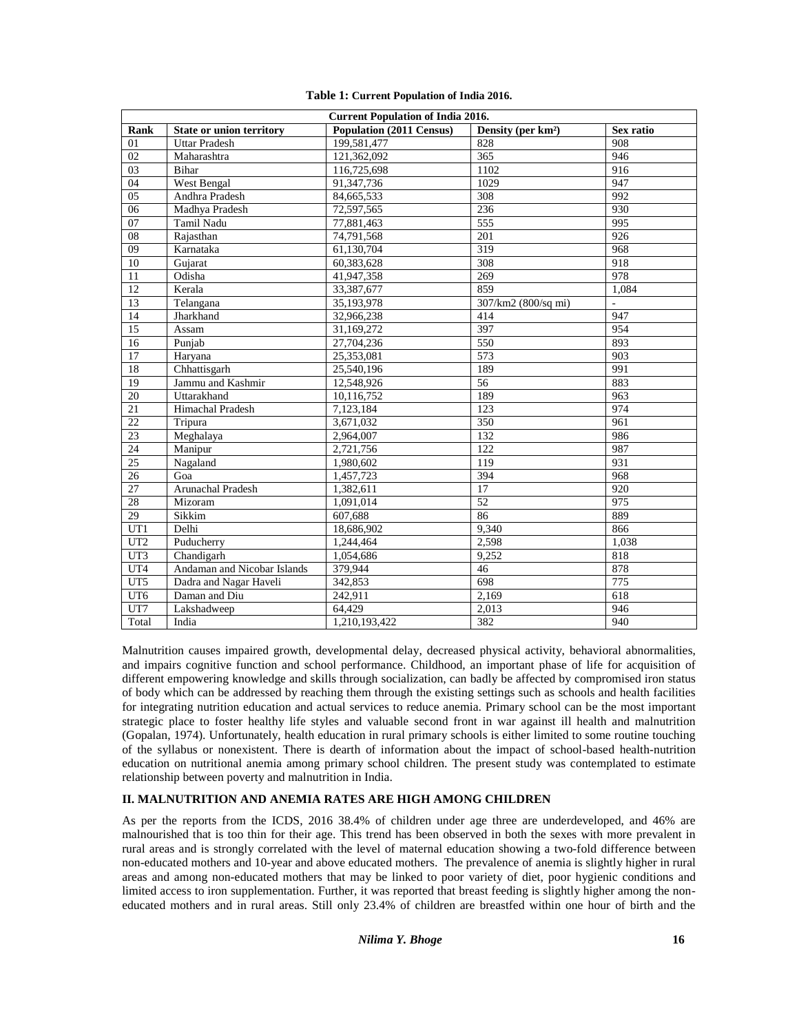**Table 1:** Current Population of India 2016.

| Current Population of India 2016. | | | | |
|---|---|---|---|---|
| **Rank** | **State or union territory** | **Population (2011 Census)** | **Density (per km²)** | **Sex ratio** |
| 01 | Uttar Pradesh | 199,581,477 | 828 | 908 |
| 02 | Maharashtra | 121,362,092 | 365 | 946 |
| 03 | Bihar | 116,725,698 | 1102 | 916 |
| 04 | West Bengal | 91,347,736 | 1029 | 947 |
| 05 | Andhra Pradesh | 84,665,533 | 308 | 992 |
| 06 | Madhya Pradesh | 72,597,565 | 236 | 930 |
| 07 | Tamil Nadu | 77,881,463 | 555 | 995 |
| 08 | Rajasthan | 74,791,568 | 201 | 926 |
| 09 | Karnataka | 61,130,704 | 319 | 968 |
| 10 | Gujarat | 60,383,628 | 308 | 918 |
| 11 | Odisha | 41,947,358 | 269 | 978 |
| 12 | Kerala | 33,387,677 | 859 | 1,084 |
| 13 | Telangana | 35,193,978 | 307/km2 (800/sq mi) | - |
| 14 | Jharkhand | 32,966,238 | 414 | 947 |
| 15 | Assam | 31,169,272 | 397 | 954 |
| 16 | Punjab | 27,704,236 | 550 | 893 |
| 17 | Haryana | 25,353,081 | 573 | 903 |
| 18 | Chhattisgarh | 25,540,196 | 189 | 991 |
| 19 | Jammu and Kashmir | 12,548,926 | 56 | 883 |
| 20 | Uttarakhand | 10,116,752 | 189 | 963 |
| 21 | Himachal Pradesh | 7,123,184 | 123 | 974 |
| 22 | Tripura | 3,671,032 | 350 | 961 |
| 23 | Meghalaya | 2,964,007 | 132 | 986 |
| 24 | Manipur | 2,721,756 | 122 | 987 |
| 25 | Nagaland | 1,980,602 | 119 | 931 |
| 26 | Goa | 1,457,723 | 394 | 968 |
| 27 | Arunachal Pradesh | 1,382,611 | 17 | 920 |
| 28 | Mizoram | 1,091,014 | 52 | 975 |
| 29 | Sikkim | 607,688 | 86 | 889 |
| UT1 | Delhi | 18,686,902 | 9,340 | 866 |
| UT2 | Puducherry | 1,244,464 | 2,598 | 1,038 |
| UT3 | Chandigarh | 1,054,686 | 9,252 | 818 |
| UT4 | Andaman and Nicobar Islands | 379,944 | 46 | 878 |
| UT5 | Dadra and Nagar Haveli | 342,853 | 698 | 775 |
| UT6 | Daman and Diu | 242,911 | 2,169 | 618 |
| UT7 | Lakshadweep | 64,429 | 2,013 | 946 |
| Total | India | 1,210,193,422 | 382 | 940 |

Malnutrition causes impaired growth, developmental delay, decreased physical activity, behavioral abnormalities, and impairs cognitive function and school performance. Childhood, an important phase of life for acquisition of different empowering knowledge and skills through socialization, can badly be affected by compromised iron status of body which can be addressed by reaching them through the existing settings such as schools and health facilities for integrating nutrition education and actual services to reduce anemia. Primary school can be the most important strategic place to foster healthy life styles and valuable second front in war against ill health and malnutrition (Gopalan, 1974). Unfortunately, health education in rural primary schools is either limited to some routine touching of the syllabus or nonexistent. There is dearth of information about the impact of school-based health-nutrition education on nutritional anemia among primary school children. The present study was contemplated to estimate relationship between poverty and malnutrition in India.

## II. MALNUTRITION AND ANEMIA RATES ARE HIGH AMONG CHILDREN

As per the reports from the ICDS, 2016 38.4% of children under age three are underdeveloped, and 46% are malnourished that is too thin for their age. This trend has been observed in both the sexes with more prevalent in rural areas and is strongly correlated with the level of maternal education showing a two-fold difference between non-educated mothers and 10-year and above educated mothers. The prevalence of anemia is slightly higher in rural areas and among non-educated mothers that may be linked to poor variety of diet, poor hygienic conditions and limited access to iron supplementation. Further, it was reported that breast feeding is slightly higher among the non-educated mothers and in rural areas. Still only 23.4% of children are breastfed within one hour of birth and the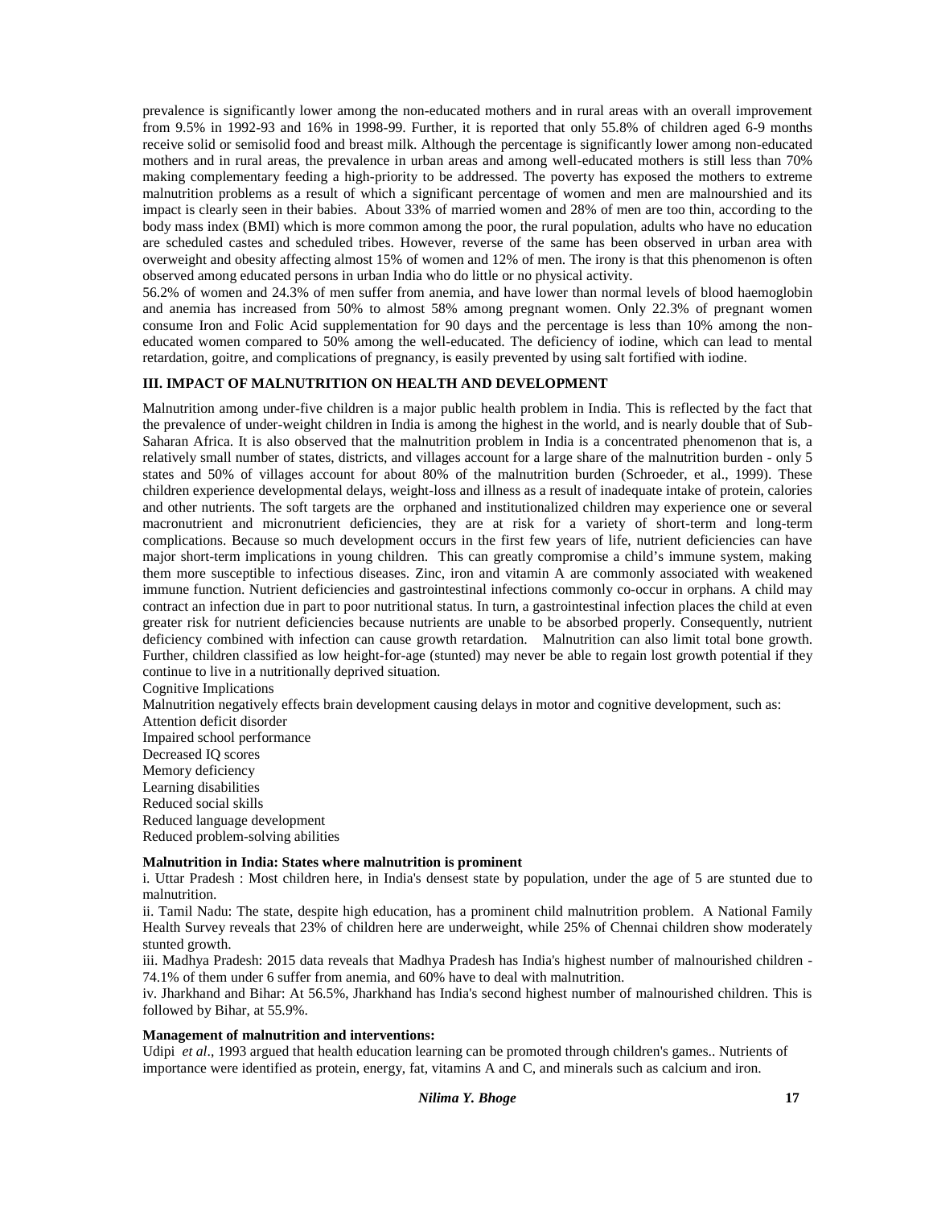prevalence is significantly lower among the non-educated mothers and in rural areas with an overall improvement from 9.5% in 1992-93 and 16% in 1998-99. Further, it is reported that only 55.8% of children aged 6-9 months receive solid or semisolid food and breast milk. Although the percentage is significantly lower among non-educated mothers and in rural areas, the prevalence in urban areas and among well-educated mothers is still less than 70% making complementary feeding a high-priority to be addressed. The poverty has exposed the mothers to extreme malnutrition problems as a result of which a significant percentage of women and men are malnourshied and its impact is clearly seen in their babies. About 33% of married women and 28% of men are too thin, according to the body mass index (BMI) which is more common among the poor, the rural population, adults who have no education are scheduled castes and scheduled tribes. However, reverse of the same has been observed in urban area with overweight and obesity affecting almost 15% of women and 12% of men. The irony is that this phenomenon is often observed among educated persons in urban India who do little or no physical activity.

56.2% of women and 24.3% of men suffer from anemia, and have lower than normal levels of blood haemoglobin and anemia has increased from 50% to almost 58% among pregnant women. Only 22.3% of pregnant women consume Iron and Folic Acid supplementation for 90 days and the percentage is less than 10% among the non-educated women compared to 50% among the well-educated. The deficiency of iodine, which can lead to mental retardation, goitre, and complications of pregnancy, is easily prevented by using salt fortified with iodine.

## III. IMPACT OF MALNUTRITION ON HEALTH AND DEVELOPMENT

Malnutrition among under-five children is a major public health problem in India. This is reflected by the fact that the prevalence of under-weight children in India is among the highest in the world, and is nearly double that of Sub-Saharan Africa. It is also observed that the malnutrition problem in India is a concentrated phenomenon that is, a relatively small number of states, districts, and villages account for a large share of the malnutrition burden - only 5 states and 50% of villages account for about 80% of the malnutrition burden (Schroeder, et al., 1999). These children experience developmental delays, weight-loss and illness as a result of inadequate intake of protein, calories and other nutrients. The soft targets are the orphaned and institutionalized children may experience one or several macronutrient and micronutrient deficiencies, they are at risk for a variety of short-term and long-term complications. Because so much development occurs in the first few years of life, nutrient deficiencies can have major short-term implications in young children. This can greatly compromise a child's immune system, making them more susceptible to infectious diseases. Zinc, iron and vitamin A are commonly associated with weakened immune function. Nutrient deficiencies and gastrointestinal infections commonly co-occur in orphans. A child may contract an infection due in part to poor nutritional status. In turn, a gastrointestinal infection places the child at even greater risk for nutrient deficiencies because nutrients are unable to be absorbed properly. Consequently, nutrient deficiency combined with infection can cause growth retardation. Malnutrition can also limit total bone growth. Further, children classified as low height-for-age (stunted) may never be able to regain lost growth potential if they continue to live in a nutritionally deprived situation.

Cognitive Implications

Malnutrition negatively effects brain development causing delays in motor and cognitive development, such as:

Attention deficit disorder
Impaired school performance
Decreased IQ scores
Memory deficiency
Learning disabilities
Reduced social skills
Reduced language development
Reduced problem-solving abilities

**Malnutrition in India: States where malnutrition is prominent**

i. Uttar Pradesh : Most children here, in India's densest state by population, under the age of 5 are stunted due to malnutrition.

ii. Tamil Nadu: The state, despite high education, has a prominent child malnutrition problem. A National Family Health Survey reveals that 23% of children here are underweight, while 25% of Chennai children show moderately stunted growth.

iii. Madhya Pradesh: 2015 data reveals that Madhya Pradesh has India's highest number of malnourished children - 74.1% of them under 6 suffer from anemia, and 60% have to deal with malnutrition.

iv. Jharkhand and Bihar: At 56.5%, Jharkhand has India's second highest number of malnourished children. This is followed by Bihar, at 55.9%.

**Management of malnutrition and interventions:**

Udipi *et al*., 1993 argued that health education learning can be promoted through children's games.. Nutrients of importance were identified as protein, energy, fat, vitamins A and C, and minerals such as calcium and iron.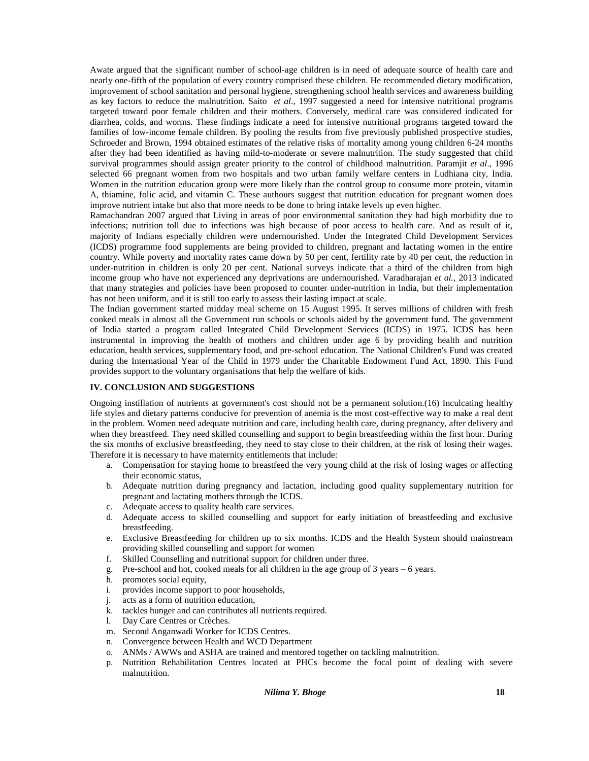Awate argued that the significant number of school-age children is in need of adequate source of health care and nearly one-fifth of the population of every country comprised these children. He recommended dietary modification, improvement of school sanitation and personal hygiene, strengthening school health services and awareness building as key factors to reduce the malnutrition. Saito *et al*., 1997 suggested a need for intensive nutritional programs targeted toward poor female children and their mothers. Conversely, medical care was considered indicated for diarrhea, colds, and worms. These findings indicate a need for intensive nutritional programs targeted toward the families of low-income female children. By pooling the results from five previously published prospective studies, Schroeder and Brown, 1994 obtained estimates of the relative risks of mortality among young children 6-24 months after they had been identified as having mild-to-moderate or severe malnutrition. The study suggested that child survival programmes should assign greater priority to the control of childhood malnutrition. Paramjit *et al*., 1996 selected 66 pregnant women from two hospitals and two urban family welfare centers in Ludhiana city, India. Women in the nutrition education group were more likely than the control group to consume more protein, vitamin A, thiamine, folic acid, and vitamin C. These authours suggest that nutrition education for pregnant women does improve nutrient intake but also that more needs to be done to bring intake levels up even higher.

Ramachandran 2007 argued that Living in areas of poor environmental sanitation they had high morbidity due to infections; nutrition toll due to infections was high because of poor access to health care. And as result of it, majority of Indians especially children were undernourished. Under the Integrated Child Development Services (ICDS) programme food supplements are being provided to children, pregnant and lactating women in the entire country. While poverty and mortality rates came down by 50 per cent, fertility rate by 40 per cent, the reduction in under-nutrition in children is only 20 per cent. National surveys indicate that a third of the children from high income group who have not experienced any deprivations are undernourished. Varadharajan *et al.,* 2013 indicated that many strategies and policies have been proposed to counter under-nutrition in India, but their implementation has not been uniform, and it is still too early to assess their lasting impact at scale.

The Indian government started midday meal scheme on 15 August 1995. It serves millions of children with fresh cooked meals in almost all the Government run schools or schools aided by the government fund. The government of India started a program called Integrated Child Development Services (ICDS) in 1975. ICDS has been instrumental in improving the health of mothers and children under age 6 by providing health and nutrition education, health services, supplementary food, and pre-school education. The National Children's Fund was created during the International Year of the Child in 1979 under the Charitable Endowment Fund Act, 1890. This Fund provides support to the voluntary organisations that help the welfare of kids.

## IV. CONCLUSION AND SUGGESTIONS

Ongoing instillation of nutrients at government's cost should not be a permanent solution.(16) Inculcating healthy life styles and dietary patterns conducive for prevention of anemia is the most cost-effective way to make a real dent in the problem. Women need adequate nutrition and care, including health care, during pregnancy, after delivery and when they breastfeed. They need skilled counselling and support to begin breastfeeding within the first hour. During the six months of exclusive breastfeeding, they need to stay close to their children, at the risk of losing their wages. Therefore it is necessary to have maternity entitlements that include:

a. Compensation for staying home to breastfeed the very young child at the risk of losing wages or affecting their economic status,
b. Adequate nutrition during pregnancy and lactation, including good quality supplementary nutrition for pregnant and lactating mothers through the ICDS.
c. Adequate access to quality health care services.
d. Adequate access to skilled counselling and support for early initiation of breastfeeding and exclusive breastfeeding.
e. Exclusive Breastfeeding for children up to six months. ICDS and the Health System should mainstream providing skilled counselling and support for women
f. Skilled Counselling and nutritional support for children under three.
g. Pre-school and hot, cooked meals for all children in the age group of 3 years – 6 years.
h. promotes social equity,
i. provides income support to poor households,
j. acts as a form of nutrition education,
k. tackles hunger and can contributes all nutrients required.
l. Day Care Centres or Crèches.
m. Second Anganwadi Worker for ICDS Centres.
n. Convergence between Health and WCD Department
o. ANMs / AWWs and ASHA are trained and mentored together on tackling malnutrition.
p. Nutrition Rehabilitation Centres located at PHCs become the focal point of dealing with severe malnutrition.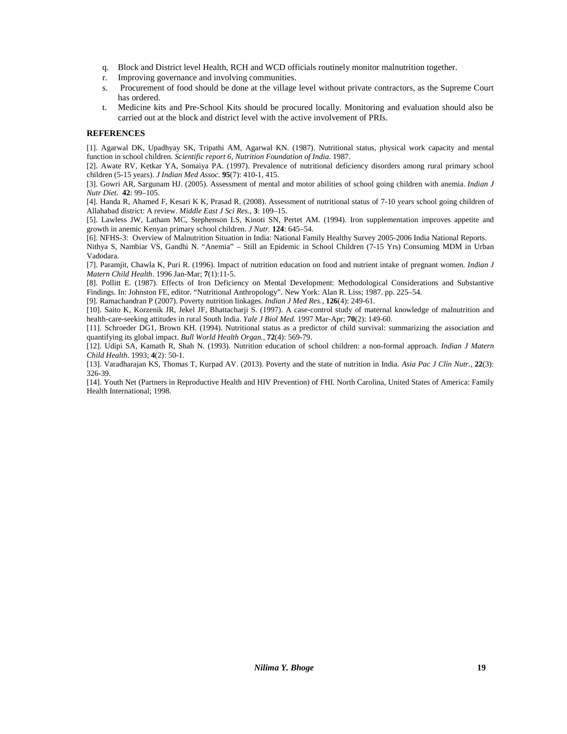q. Block and District level Health, RCH and WCD officials routinely monitor malnutrition together.
r. Improving governance and involving communities.
s. Procurement of food should be done at the village level without private contractors, as the Supreme Court has ordered.
t. Medicine kits and Pre-School Kits should be procured locally. Monitoring and evaluation should also be carried out at the block and district level with the active involvement of PRIs.

## REFERENCES

[1]. Agarwal DK, Upadhyay SK, Tripathi AM, Agarwal KN. (1987). Nutritional status, physical work capacity and mental function in school children. *Scientific report 6, Nutrition Foundation of India*. 1987.

[2]. Awate RV, Ketkar YA, Somaiya PA. (1997). Prevalence of nutritional deficiency disorders among rural primary school children (5-15 years). *J Indian Med Assoc.* **95**(7): 410-1, 415.

[3]. Gowri AR, Sargunam HJ. (2005). Assessment of mental and motor abilities of school going children with anemia. *Indian J Nutr Diet.* **42**: 99–105.

[4]. Handa R, Ahamed F, Kesari K K, Prasad R. (2008). Assessment of nutritional status of 7-10 years school going children of Allahabad district: A review. *Middle East J Sci Res.*, **3**: 109–15.

[5]. Lawless JW, Latham MC, Stephenson LS, Kinoti SN, Pertet AM. (1994). Iron supplementation improves appetite and growth in anemic Kenyan primary school children. *J Nutr.* **124**: 645–54.

[6]. NFHS-3: Overview of Malnutrition Situation in India: National Family Healthy Survey 2005-2006 India National Reports.

Nithya S, Nambiar VS, Gandhi N. "Anemia" – Still an Epidemic in School Children (7-15 Yrs) Consuming MDM in Urban Vadodara.

[7]. Paramjit, Chawla K, Puri R. (1996). Impact of nutrition education on food and nutrient intake of pregnant women. *Indian J Matern Child Health*. 1996 Jan-Mar; **7**(1):11-5.

[8]. Pollitt E. (1987). Effects of Iron Deficiency on Mental Development: Methodological Considerations and Substantive Findings. In: Johnston FE, editor. "Nutritional Anthropology". New York: Alan R. Liss; 1987. pp. 225–54.

[9]. Ramachandran P (2007). Poverty nutrition linkages. *Indian J Med Res.*, **126**(4): 249-61.

[10]. Saito K, Korzenik JR, Jekel JF, Bhattacharji S. (1997). A case-control study of maternal knowledge of malnutrition and health-care-seeking attitudes in rural South India. *Yale J Biol Med.* 1997 Mar-Apr; **70**(2): 149-60.

[11]. Schroeder DG1, Brown KH. (1994). Nutritional status as a predictor of child survival: summarizing the association and quantifying its global impact. *Bull World Health Organ.*, **72**(4): 569-79.

[12]. Udipi SA, Kamath R, Shah N. (1993). Nutrition education of school children: a non-formal approach. *Indian J Matern Child Health*. 1993; **4**(2): 50-1.

[13]. Varadharajan KS, Thomas T, Kurpad AV. (2013). Poverty and the state of nutrition in India. *Asia Pac J Clin Nutr.*, **22**(3): 326-39.

[14]. Youth Net (Partners in Reproductive Health and HIV Prevention) of FHI. North Carolina, United States of America: Family Health International; 1998.